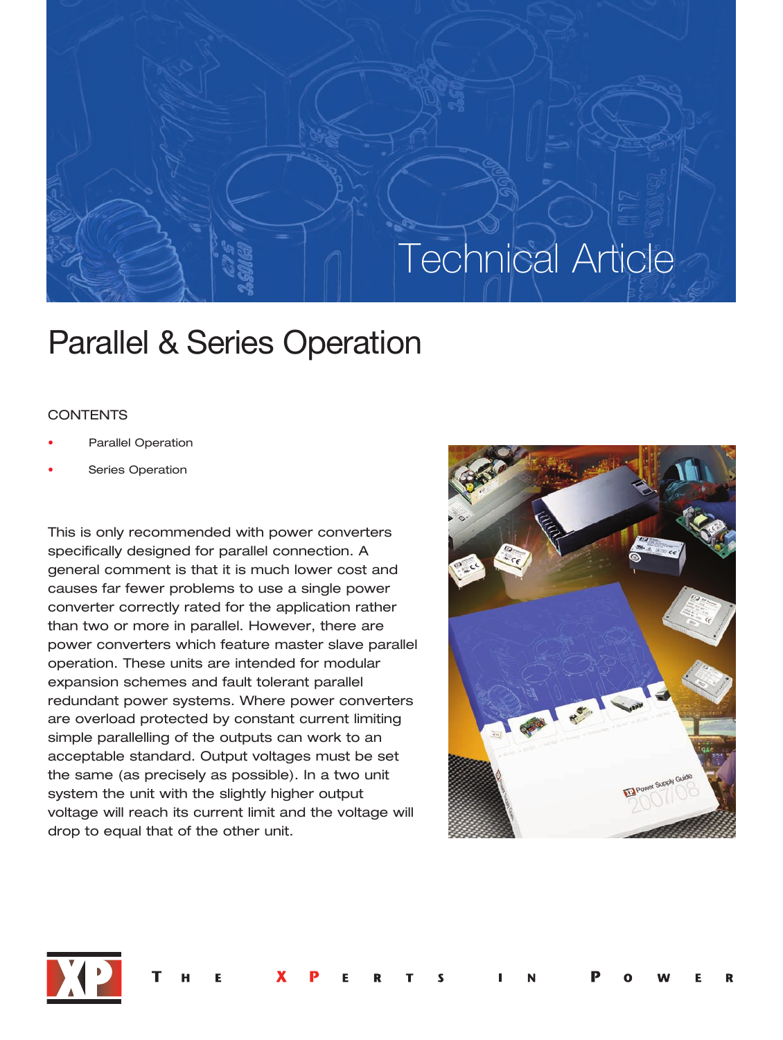Technical Article

# Parallel & Series Operation

CONTENTS

- Parallel Operation
- Series Operation

This is only recommended with power converters specifically designed for parallel connection. A general comment is that it is much lower cost and causes far fewer problems to use a single power converter correctly rated for the application rather than two or more in parallel. However, there are power converters which feature master slave parallel operation. These units are intended for modular expansion schemes and fault tolerant parallel redundant power systems. Where power converters are overload protected by constant current limiting simple parallelling of the outputs can work to an acceptable standard. Output voltages must be set the same (as precisely as possible). In a two unit system the unit with the slightly higher output voltage will reach its current limit and the voltage will drop to equal that of the other unit.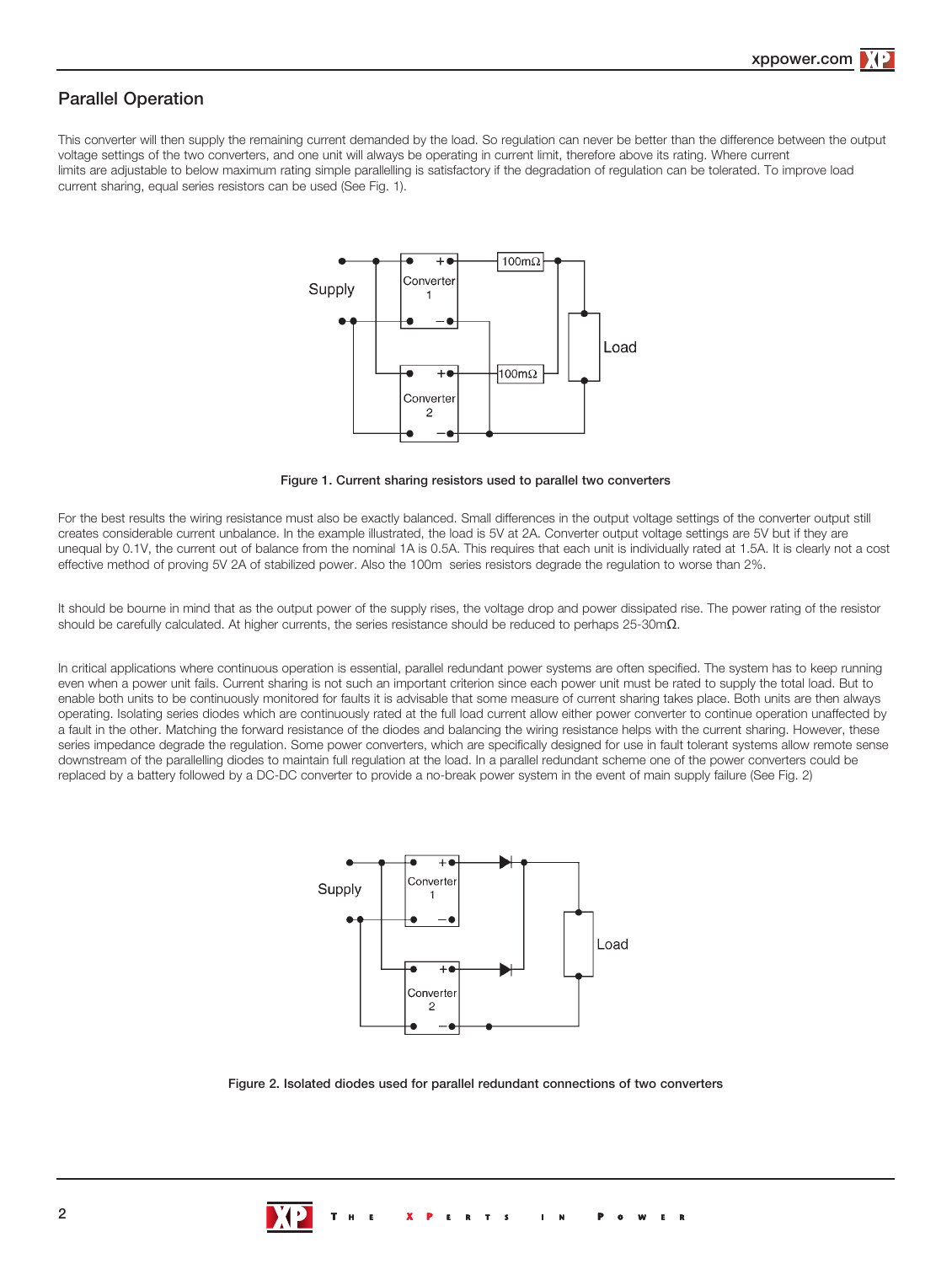## Parallel Operation

This converter will then supply the remaining current demanded by the load. So regulation can never be better than the difference between the output voltage settings of the two converters, and one unit will always be operating in current limit, therefore above its rating. Where current limits are adjustable to below maximum rating simple parallelling is satisfactory if the degradation of regulation can be tolerated. To improve load current sharing, equal series resistors can be used (See Fig. 1).

**Figure 1. Current sharing resistors used to parallel two converters**

For the best results the wiring resistance must also be exactly balanced. Small differences in the output voltage settings of the converter output still creates considerable current unbalance. In the example illustrated, the load is 5V at 2A. Converter output voltage settings are 5V but if they are unequal by 0.1V, the current out of balance from the nominal 1A is 0.5A. This requires that each unit is individually rated at 1.5A. It is clearly not a cost effective method of proving 5V 2A of stabilized power. Also the 100m series resistors degrade the regulation to worse than 2%.

It should be bourne in mind that as the output power of the supply rises, the voltage drop and power dissipated rise. The power rating of the resistor should be carefully calculated. At higher currents, the series resistance should be reduced to perhaps 25-30mΩ.

In critical applications where continuous operation is essential, parallel redundant power systems are often specified. The system has to keep running even when a power unit fails. Current sharing is not such an important criterion since each power unit must be rated to supply the total load. But to enable both units to be continuously monitored for faults it is advisable that some measure of current sharing takes place. Both units are then always operating. Isolating series diodes which are continuously rated at the full load current allow either power converter to continue operation unaffected by a fault in the other. Matching the forward resistance of the diodes and balancing the wiring resistance helps with the current sharing. However, these series impedance degrade the regulation. Some power converters, which are specifically designed for use in fault tolerant systems allow remote sense downstream of the parallelling diodes to maintain full regulation at the load. In a parallel redundant scheme one of the power converters could be replaced by a battery followed by a DC-DC converter to provide a no-break power system in the event of main supply failure (See Fig. 2)

**Figure 2. Isolated diodes used for parallel redundant connections of two converters**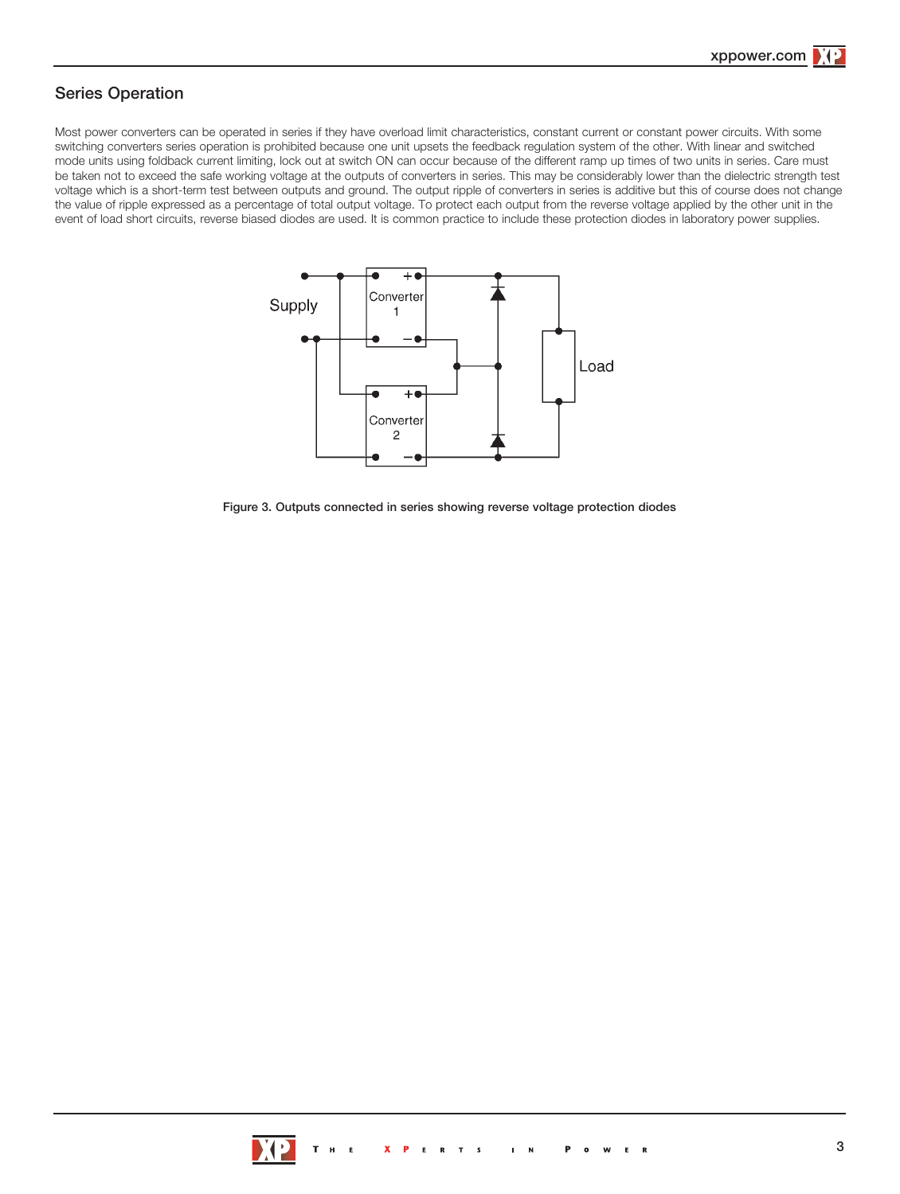## Series Operation

Most power converters can be operated in series if they have overload limit characteristics, constant current or constant power circuits. With some switching converters series operation is prohibited because one unit upsets the feedback regulation system of the other. With linear and switched mode units using foldback current limiting, lock out at switch ON can occur because of the different ramp up times of two units in series. Care must be taken not to exceed the safe working voltage at the outputs of converters in series. This may be considerably lower than the dielectric strength test voltage which is a short-term test between outputs and ground. The output ripple of converters in series is additive but this of course does not change the value of ripple expressed as a percentage of total output voltage. To protect each output from the reverse voltage applied by the other unit in the event of load short circuits, reverse biased diodes are used. It is common practice to include these protection diodes in laboratory power supplies.

Figure 3. Outputs connected in series showing reverse voltage protection diodes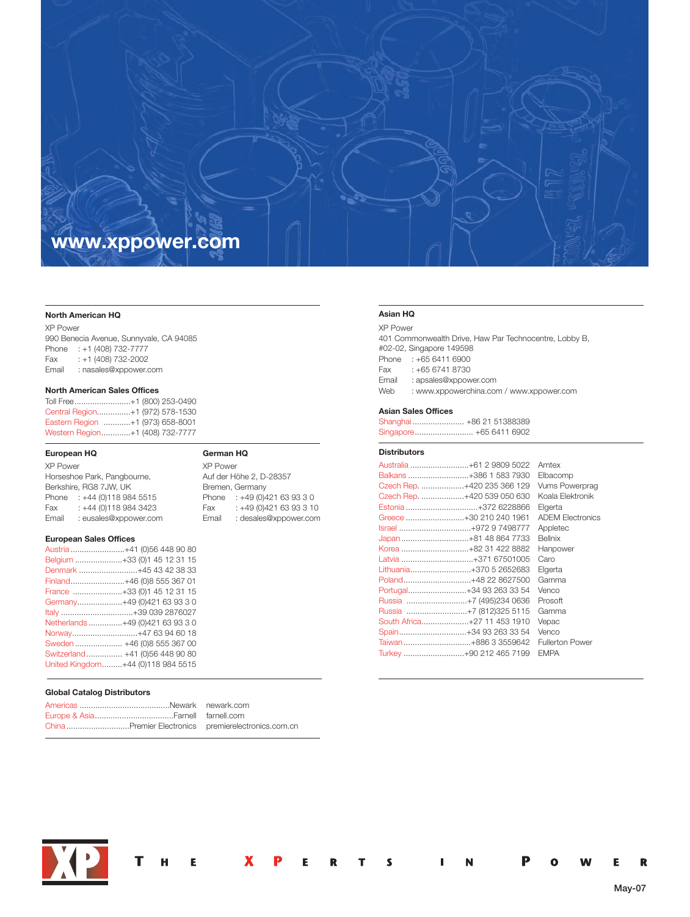www.xppower.com

## North American HQ

XP Power
990 Benecia Avenue, Sunnyvale, CA 94085
Phone : +1 (408) 732-7777
Fax : +1 (408) 732-2002
Email : nasales@xppower.com

## North American Sales Offices

Toll Free.........................+1 (800) 253-0490
Central Region...............+1 (972) 578-1530
Eastern Region ............+1 (973) 658-8001
Western Region.............+1 (408) 732-7777

## European HQ

XP Power
Horseshoe Park, Pangbourne,
Berkshire, RG8 7JW, UK
Phone : +44 (0)118 984 5515
Fax : +44 (0)118 984 3423
Email : eusales@xppower.com

## German HQ

XP Power
Auf der Höhe 2, D-28357
Bremen, Germany
Phone : +49 (0)421 63 93 3 0
Fax : +49 (0)421 63 93 3 10
Email : desales@xppower.com

## European Sales Offices

Austria........................+41 (0)56 448 90 80
Belgium .....................+33 (0)1 45 12 31 15
Denmark ..........................+45 43 42 38 33
Finland........................+46 (0)8 555 367 01
France ......................+33 (0)1 45 12 31 15
Germany....................+49 (0)421 63 93 3 0
Italy ................................+39 039 2876027
Netherlands ...............+49 (0)421 63 93 3 0
Norway.............................+47 63 94 60 18
Sweden ..................... +46 (0)8 555 367 00
Switzerland................ +41 (0)56 448 90 80
United Kingdom.........+44 (0)118 984 5515

## Global Catalog Distributors

Americas ........................................Newark newark.com
Europe & Asia...................................Farnell farnell.com
China ............................Premier Electronics premierelectronics.com.cn

## Asian HQ

XP Power
401 Commonwealth Drive, Haw Par Technocentre, Lobby B,
#02-02, Singapore 149598
Phone : +65 6411 6900
Fax : +65 6741 8730
Email : apsales@xppower.com
Web : www.xppowerchina.com / www.xppower.com

## Asian Sales Offices

Shanghai....................... +86 21 51388389
Singapore.......................... +65 6411 6902

## Distributors

Australia ..........................+61 2 9809 5022 Amtex
Balkans ...........................+386 1 583 7930 Elbacomp
Czech Rep. ...................+420 235 366 129 Vums Powerprag
Czech Rep. ...................+420 539 050 630 Koala Elektronik
Estonia ................................+372 6228866 Elgerta
Greece ..........................+30 210 240 1961 ADEM Electronics
Israel ................................+972 9 7498777 Appletec
Japan ..............................+81 48 864 7733 Bellnix
Korea ..............................+82 31 422 8882 Hanpower
Latvia ................................+371 67501005 Caro
Lithuania...........................+370 5 2652683 Elgerta
Poland..............................+48 22 8627500 Gamma
Portugal..........................+34 93 263 33 54 Venco
Russia ...........................+7 (495)234 0636 Prosoft
Russia ...........................+7 (812)325 5115 Gamma
South Africa.....................+27 11 453 1910 Vepac
Spain..............................+34 93 263 33 54 Venco
Taiwan ..............................+886 3 3559642 Fullerton Power
Turkey ...........................+90 212 465 7199 EMPA

THE XPERTS IN POWER

May-07